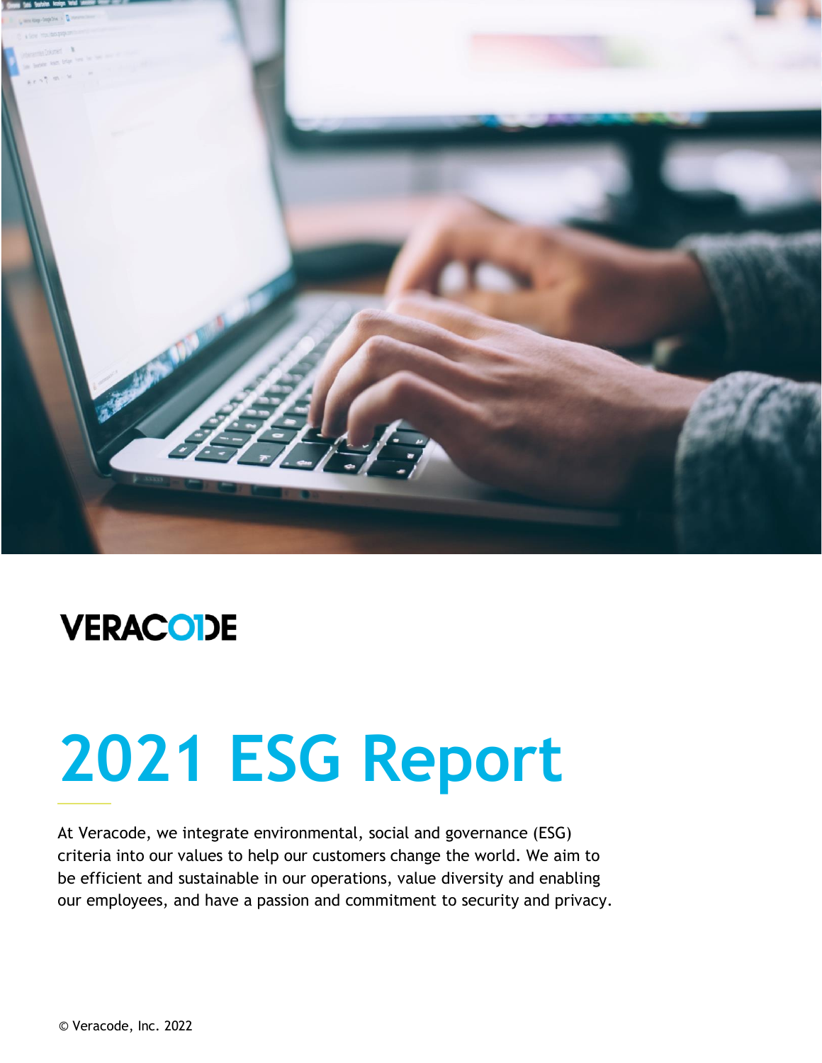VERACODE

# 2021 ESG Report

At Veracode, we integrate environmental, social and governance (ESG) criteria into our values to help our customers change the world. We aim to be efficient and sustainable in our operations, value diversity and enabling our employees, and have a passion and commitment to security and privacy.

© Veracode, Inc. 2022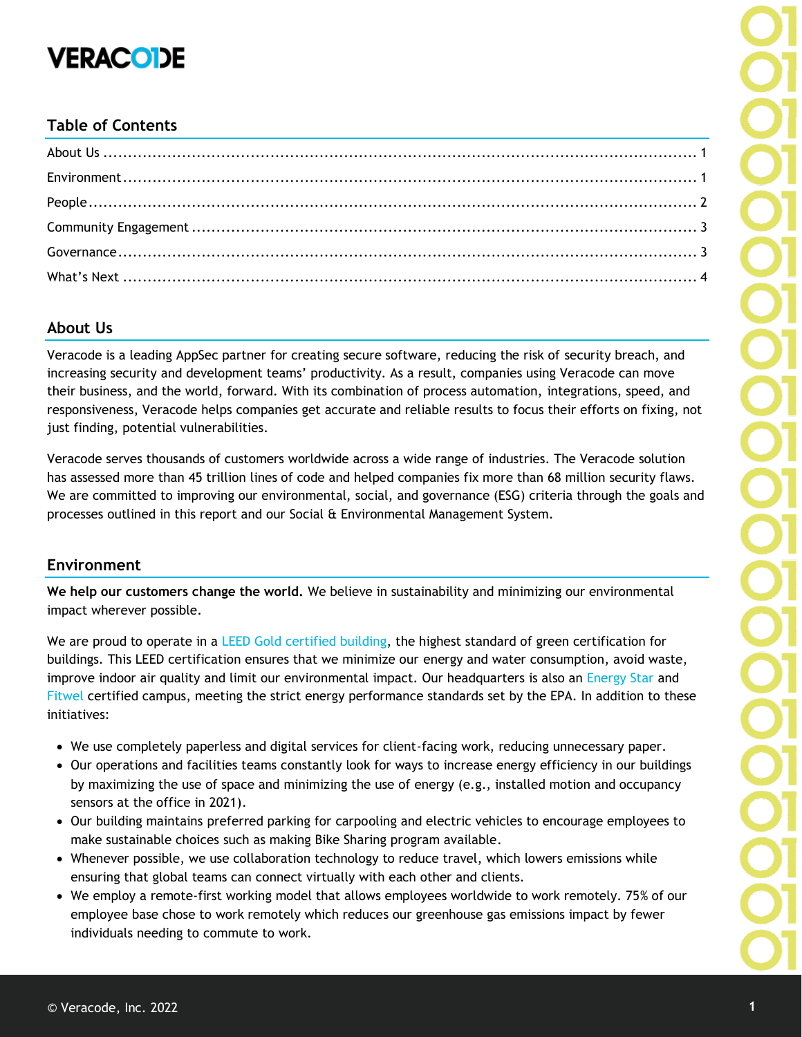**VERACODE**

## Table of Contents

About Us ........................................................................................................ 1

Environment .................................................................................................. 1

People ............................................................................................................ 2

Community Engagement ............................................................................... 3

Governance .................................................................................................... 3

What's Next ................................................................................................... 4

## About Us

Veracode is a leading AppSec partner for creating secure software, reducing the risk of security breach, and increasing security and development teams' productivity. As a result, companies using Veracode can move their business, and the world, forward. With its combination of process automation, integrations, speed, and responsiveness, Veracode helps companies get accurate and reliable results to focus their efforts on fixing, not just finding, potential vulnerabilities.

Veracode serves thousands of customers worldwide across a wide range of industries. The Veracode solution has assessed more than 45 trillion lines of code and helped companies fix more than 68 million security flaws. We are committed to improving our environmental, social, and governance (ESG) criteria through the goals and processes outlined in this report and our Social & Environmental Management System.

## Environment

**We help our customers change the world.** We believe in sustainability and minimizing our environmental impact wherever possible.

We are proud to operate in a LEED Gold certified building, the highest standard of green certification for buildings. This LEED certification ensures that we minimize our energy and water consumption, avoid waste, improve indoor air quality and limit our environmental impact. Our headquarters is also an Energy Star and Fitwel certified campus, meeting the strict energy performance standards set by the EPA. In addition to these initiatives:

- We use completely paperless and digital services for client-facing work, reducing unnecessary paper.
- Our operations and facilities teams constantly look for ways to increase energy efficiency in our buildings by maximizing the use of space and minimizing the use of energy (e.g., installed motion and occupancy sensors at the office in 2021).
- Our building maintains preferred parking for carpooling and electric vehicles to encourage employees to make sustainable choices such as making Bike Sharing program available.
- Whenever possible, we use collaboration technology to reduce travel, which lowers emissions while ensuring that global teams can connect virtually with each other and clients.
- We employ a remote-first working model that allows employees worldwide to work remotely. 75% of our employee base chose to work remotely which reduces our greenhouse gas emissions impact by fewer individuals needing to commute to work.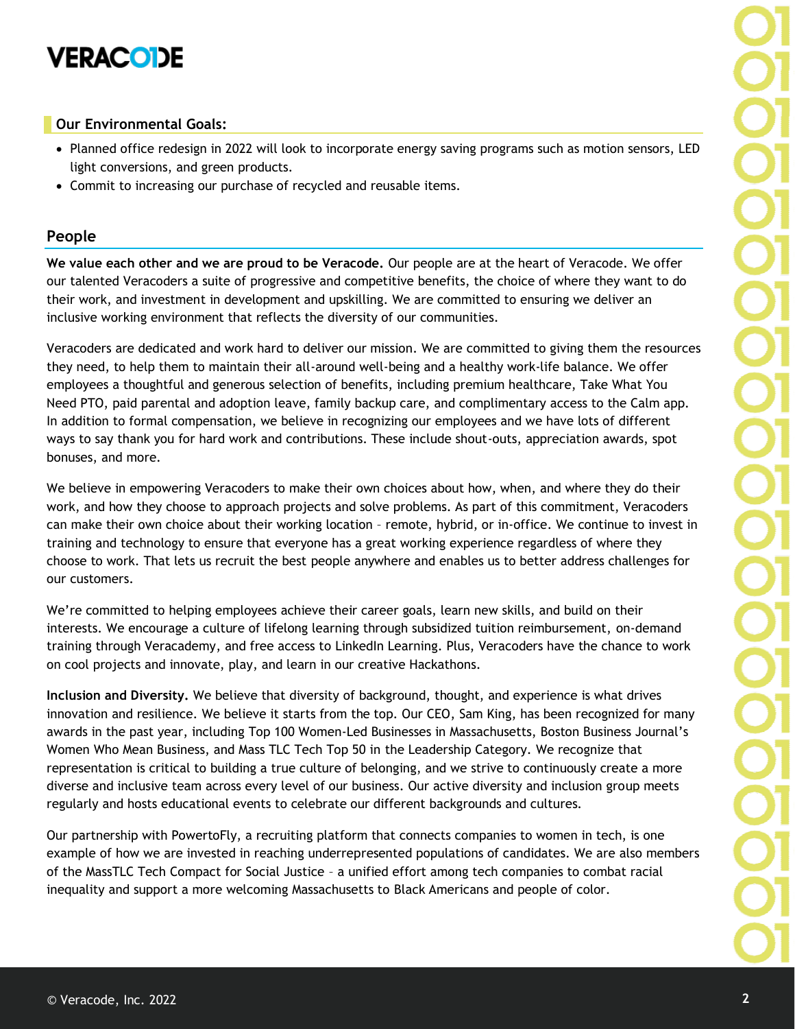### Our Environmental Goals:

- Planned office redesign in 2022 will look to incorporate energy saving programs such as motion sensors, LED light conversions, and green products.
- Commit to increasing our purchase of recycled and reusable items.

## People

**We value each other and we are proud to be Veracode.** Our people are at the heart of Veracode. We offer our talented Veracoders a suite of progressive and competitive benefits, the choice of where they want to do their work, and investment in development and upskilling. We are committed to ensuring we deliver an inclusive working environment that reflects the diversity of our communities.

Veracoders are dedicated and work hard to deliver our mission. We are committed to giving them the resources they need, to help them to maintain their all-around well-being and a healthy work-life balance. We offer employees a thoughtful and generous selection of benefits, including premium healthcare, Take What You Need PTO, paid parental and adoption leave, family backup care, and complimentary access to the Calm app. In addition to formal compensation, we believe in recognizing our employees and we have lots of different ways to say thank you for hard work and contributions. These include shout-outs, appreciation awards, spot bonuses, and more.

We believe in empowering Veracoders to make their own choices about how, when, and where they do their work, and how they choose to approach projects and solve problems. As part of this commitment, Veracoders can make their own choice about their working location – remote, hybrid, or in-office. We continue to invest in training and technology to ensure that everyone has a great working experience regardless of where they choose to work. That lets us recruit the best people anywhere and enables us to better address challenges for our customers.

We're committed to helping employees achieve their career goals, learn new skills, and build on their interests. We encourage a culture of lifelong learning through subsidized tuition reimbursement, on-demand training through Veracademy, and free access to LinkedIn Learning. Plus, Veracoders have the chance to work on cool projects and innovate, play, and learn in our creative Hackathons.

**Inclusion and Diversity.** We believe that diversity of background, thought, and experience is what drives innovation and resilience. We believe it starts from the top. Our CEO, Sam King, has been recognized for many awards in the past year, including Top 100 Women-Led Businesses in Massachusetts, Boston Business Journal's Women Who Mean Business, and Mass TLC Tech Top 50 in the Leadership Category. We recognize that representation is critical to building a true culture of belonging, and we strive to continuously create a more diverse and inclusive team across every level of our business. Our active diversity and inclusion group meets regularly and hosts educational events to celebrate our different backgrounds and cultures.

Our partnership with PowertoFly, a recruiting platform that connects companies to women in tech, is one example of how we are invested in reaching underrepresented populations of candidates. We are also members of the MassTLC Tech Compact for Social Justice – a unified effort among tech companies to combat racial inequality and support a more welcoming Massachusetts to Black Americans and people of color.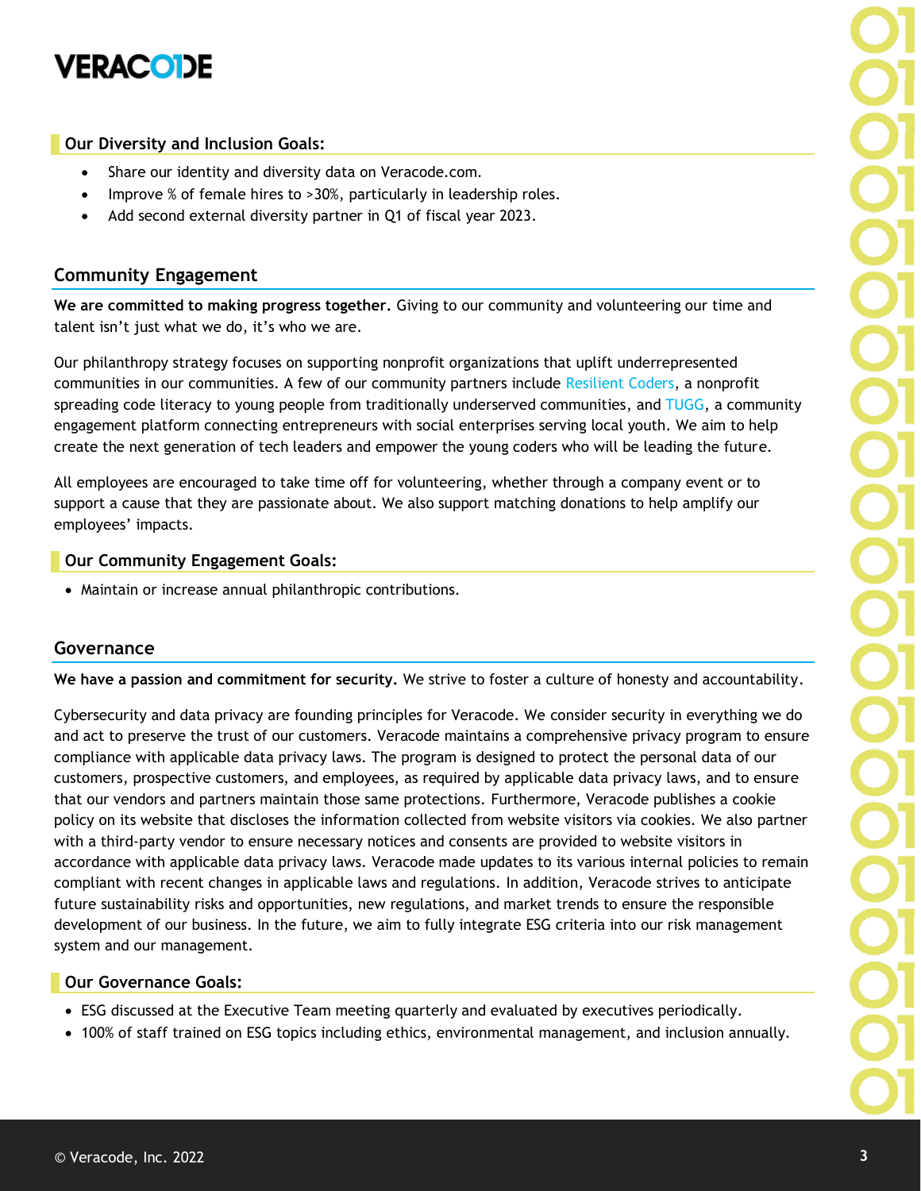### Our Diversity and Inclusion Goals:

- Share our identity and diversity data on Veracode.com.
- Improve % of female hires to >30%, particularly in leadership roles.
- Add second external diversity partner in Q1 of fiscal year 2023.

## Community Engagement

**We are committed to making progress together.** Giving to our community and volunteering our time and talent isn't just what we do, it's who we are.

Our philanthropy strategy focuses on supporting nonprofit organizations that uplift underrepresented communities in our communities. A few of our community partners include Resilient Coders, a nonprofit spreading code literacy to young people from traditionally underserved communities, and TUGG, a community engagement platform connecting entrepreneurs with social enterprises serving local youth. We aim to help create the next generation of tech leaders and empower the young coders who will be leading the future.

All employees are encouraged to take time off for volunteering, whether through a company event or to support a cause that they are passionate about. We also support matching donations to help amplify our employees' impacts.

### Our Community Engagement Goals:

- Maintain or increase annual philanthropic contributions.

## Governance

**We have a passion and commitment for security.** We strive to foster a culture of honesty and accountability.

Cybersecurity and data privacy are founding principles for Veracode. We consider security in everything we do and act to preserve the trust of our customers. Veracode maintains a comprehensive privacy program to ensure compliance with applicable data privacy laws. The program is designed to protect the personal data of our customers, prospective customers, and employees, as required by applicable data privacy laws, and to ensure that our vendors and partners maintain those same protections. Furthermore, Veracode publishes a cookie policy on its website that discloses the information collected from website visitors via cookies. We also partner with a third-party vendor to ensure necessary notices and consents are provided to website visitors in accordance with applicable data privacy laws. Veracode made updates to its various internal policies to remain compliant with recent changes in applicable laws and regulations. In addition, Veracode strives to anticipate future sustainability risks and opportunities, new regulations, and market trends to ensure the responsible development of our business. In the future, we aim to fully integrate ESG criteria into our risk management system and our management.

### Our Governance Goals:

- ESG discussed at the Executive Team meeting quarterly and evaluated by executives periodically.
- 100% of staff trained on ESG topics including ethics, environmental management, and inclusion annually.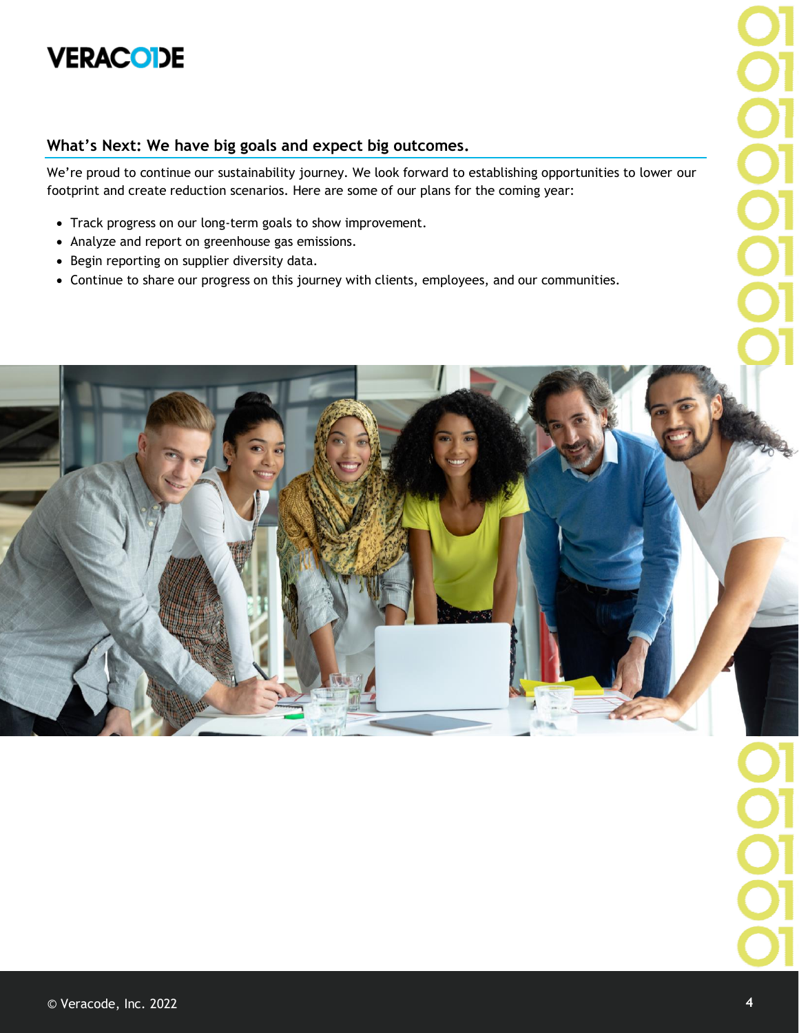## What's Next: We have big goals and expect big outcomes.

We're proud to continue our sustainability journey. We look forward to establishing opportunities to lower our footprint and create reduction scenarios. Here are some of our plans for the coming year:

- Track progress on our long-term goals to show improvement.
- Analyze and report on greenhouse gas emissions.
- Begin reporting on supplier diversity data.
- Continue to share our progress on this journey with clients, employees, and our communities.